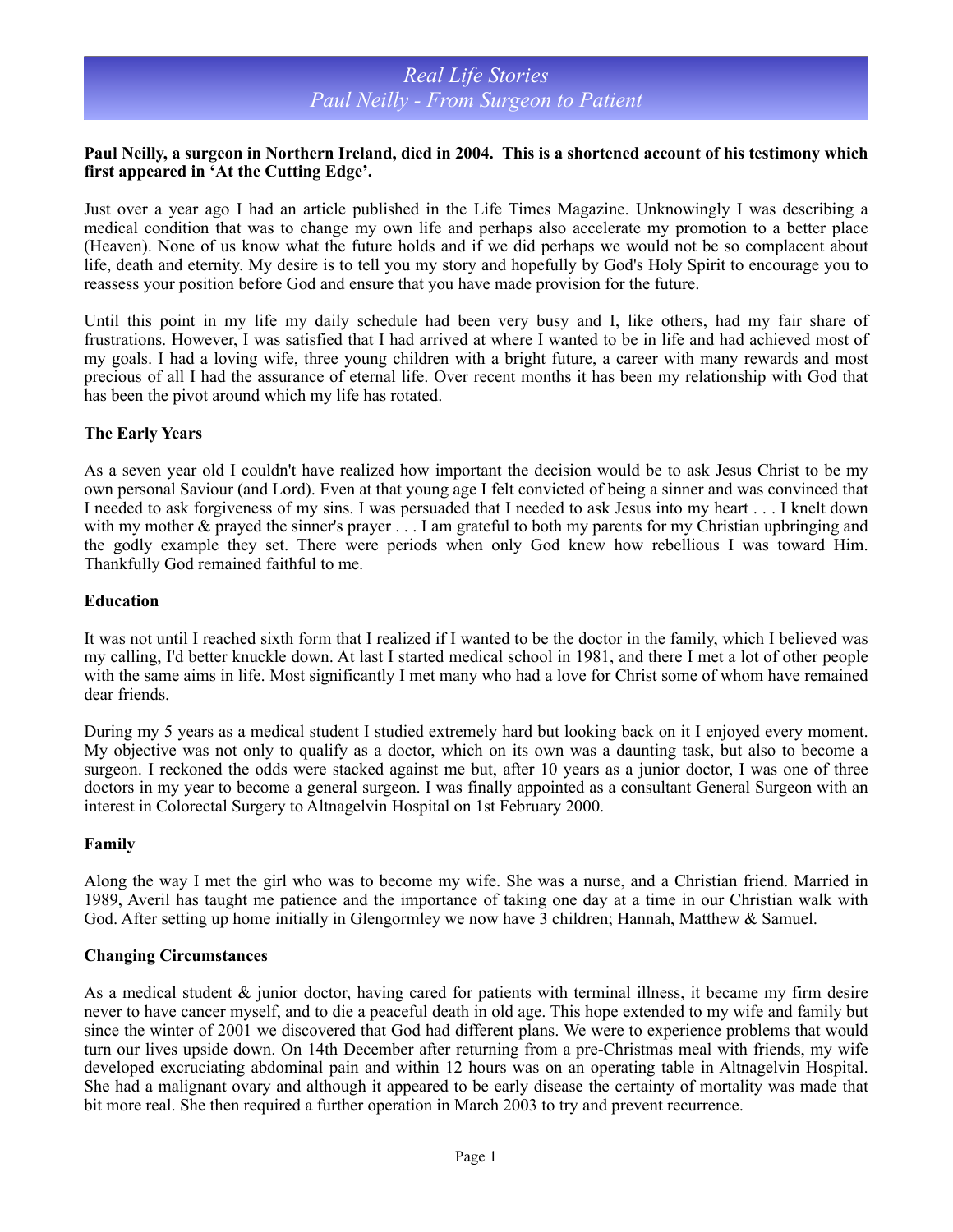# Real Life Stories
## Paul Neilly - From Surgeon to Patient

**Paul Neilly, a surgeon in Northern Ireland, died in 2004. This is a shortened account of his testimony which first appeared in 'At the Cutting Edge'.**

Just over a year ago I had an article published in the Life Times Magazine. Unknowingly I was describing a medical condition that was to change my own life and perhaps also accelerate my promotion to a better place (Heaven). None of us know what the future holds and if we did perhaps we would not be so complacent about life, death and eternity. My desire is to tell you my story and hopefully by God's Holy Spirit to encourage you to reassess your position before God and ensure that you have made provision for the future.

Until this point in my life my daily schedule had been very busy and I, like others, had my fair share of frustrations. However, I was satisfied that I had arrived at where I wanted to be in life and had achieved most of my goals. I had a loving wife, three young children with a bright future, a career with many rewards and most precious of all I had the assurance of eternal life. Over recent months it has been my relationship with God that has been the pivot around which my life has rotated.

### The Early Years

As a seven year old I couldn't have realized how important the decision would be to ask Jesus Christ to be my own personal Saviour (and Lord). Even at that young age I felt convicted of being a sinner and was convinced that I needed to ask forgiveness of my sins. I was persuaded that I needed to ask Jesus into my heart . . . I knelt down with my mother & prayed the sinner's prayer . . . I am grateful to both my parents for my Christian upbringing and the godly example they set. There were periods when only God knew how rebellious I was toward Him. Thankfully God remained faithful to me.

### Education

It was not until I reached sixth form that I realized if I wanted to be the doctor in the family, which I believed was my calling, I'd better knuckle down. At last I started medical school in 1981, and there I met a lot of other people with the same aims in life. Most significantly I met many who had a love for Christ some of whom have remained dear friends.

During my 5 years as a medical student I studied extremely hard but looking back on it I enjoyed every moment. My objective was not only to qualify as a doctor, which on its own was a daunting task, but also to become a surgeon. I reckoned the odds were stacked against me but, after 10 years as a junior doctor, I was one of three doctors in my year to become a general surgeon. I was finally appointed as a consultant General Surgeon with an interest in Colorectal Surgery to Altnagelvin Hospital on 1st February 2000.

### Family

Along the way I met the girl who was to become my wife. She was a nurse, and a Christian friend. Married in 1989, Averil has taught me patience and the importance of taking one day at a time in our Christian walk with God. After setting up home initially in Glengormley we now have 3 children; Hannah, Matthew & Samuel.

### Changing Circumstances

As a medical student & junior doctor, having cared for patients with terminal illness, it became my firm desire never to have cancer myself, and to die a peaceful death in old age. This hope extended to my wife and family but since the winter of 2001 we discovered that God had different plans. We were to experience problems that would turn our lives upside down. On 14th December after returning from a pre-Christmas meal with friends, my wife developed excruciating abdominal pain and within 12 hours was on an operating table in Altnagelvin Hospital. She had a malignant ovary and although it appeared to be early disease the certainty of mortality was made that bit more real. She then required a further operation in March 2003 to try and prevent recurrence.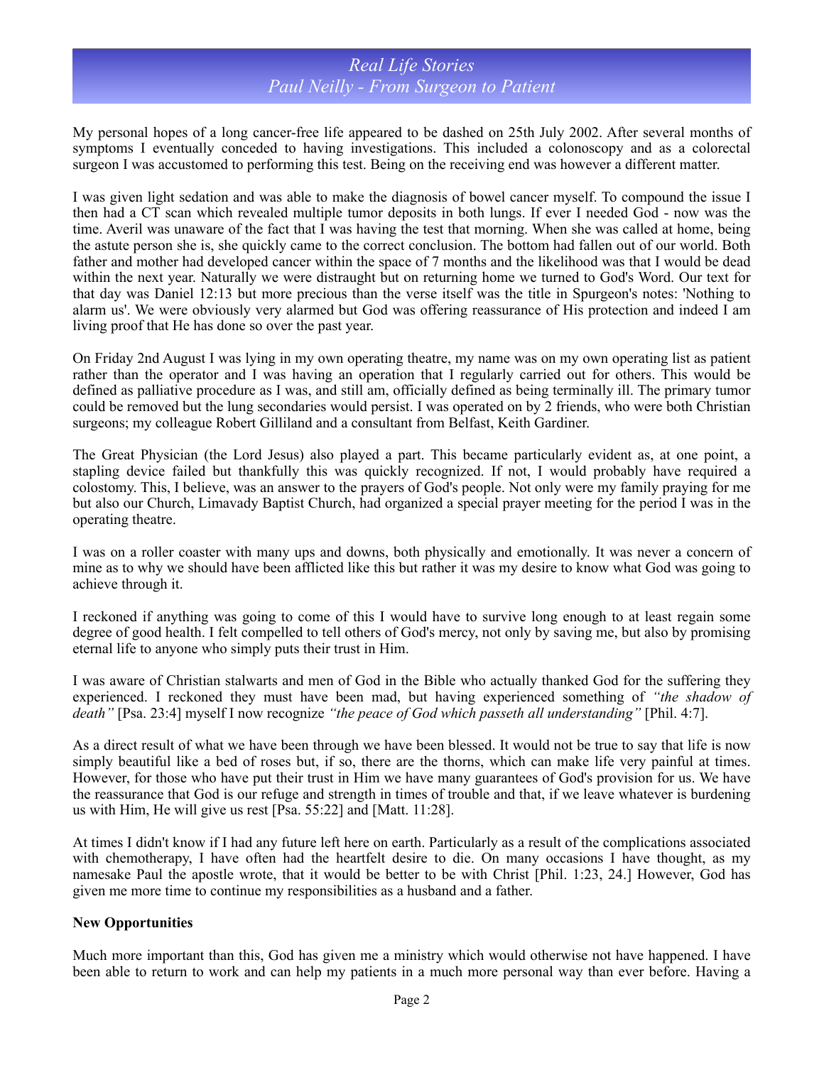# *Real Life Stories*
## *Paul Neilly - From Surgeon to Patient*

My personal hopes of a long cancer-free life appeared to be dashed on 25th July 2002. After several months of symptoms I eventually conceded to having investigations. This included a colonoscopy and as a colorectal surgeon I was accustomed to performing this test. Being on the receiving end was however a different matter.

I was given light sedation and was able to make the diagnosis of bowel cancer myself. To compound the issue I then had a CT scan which revealed multiple tumor deposits in both lungs. If ever I needed God - now was the time. Averil was unaware of the fact that I was having the test that morning. When she was called at home, being the astute person she is, she quickly came to the correct conclusion. The bottom had fallen out of our world. Both father and mother had developed cancer within the space of 7 months and the likelihood was that I would be dead within the next year. Naturally we were distraught but on returning home we turned to God's Word. Our text for that day was Daniel 12:13 but more precious than the verse itself was the title in Spurgeon's notes: 'Nothing to alarm us'. We were obviously very alarmed but God was offering reassurance of His protection and indeed I am living proof that He has done so over the past year.

On Friday 2nd August I was lying in my own operating theatre, my name was on my own operating list as patient rather than the operator and I was having an operation that I regularly carried out for others. This would be defined as palliative procedure as I was, and still am, officially defined as being terminally ill. The primary tumor could be removed but the lung secondaries would persist. I was operated on by 2 friends, who were both Christian surgeons; my colleague Robert Gilliland and a consultant from Belfast, Keith Gardiner.

The Great Physician (the Lord Jesus) also played a part. This became particularly evident as, at one point, a stapling device failed but thankfully this was quickly recognized. If not, I would probably have required a colostomy. This, I believe, was an answer to the prayers of God's people. Not only were my family praying for me but also our Church, Limavady Baptist Church, had organized a special prayer meeting for the period I was in the operating theatre.

I was on a roller coaster with many ups and downs, both physically and emotionally. It was never a concern of mine as to why we should have been afflicted like this but rather it was my desire to know what God was going to achieve through it.

I reckoned if anything was going to come of this I would have to survive long enough to at least regain some degree of good health. I felt compelled to tell others of God's mercy, not only by saving me, but also by promising eternal life to anyone who simply puts their trust in Him.

I was aware of Christian stalwarts and men of God in the Bible who actually thanked God for the suffering they experienced. I reckoned they must have been mad, but having experienced something of *"the shadow of death"* [Psa. 23:4] myself I now recognize *"the peace of God which passeth all understanding"* [Phil. 4:7].

As a direct result of what we have been through we have been blessed. It would not be true to say that life is now simply beautiful like a bed of roses but, if so, there are the thorns, which can make life very painful at times. However, for those who have put their trust in Him we have many guarantees of God's provision for us. We have the reassurance that God is our refuge and strength in times of trouble and that, if we leave whatever is burdening us with Him, He will give us rest [Psa. 55:22] and [Matt. 11:28].

At times I didn't know if I had any future left here on earth. Particularly as a result of the complications associated with chemotherapy, I have often had the heartfelt desire to die. On many occasions I have thought, as my namesake Paul the apostle wrote, that it would be better to be with Christ [Phil. 1:23, 24.] However, God has given me more time to continue my responsibilities as a husband and a father.

**New Opportunities**

Much more important than this, God has given me a ministry which would otherwise not have happened. I have been able to return to work and can help my patients in a much more personal way than ever before. Having a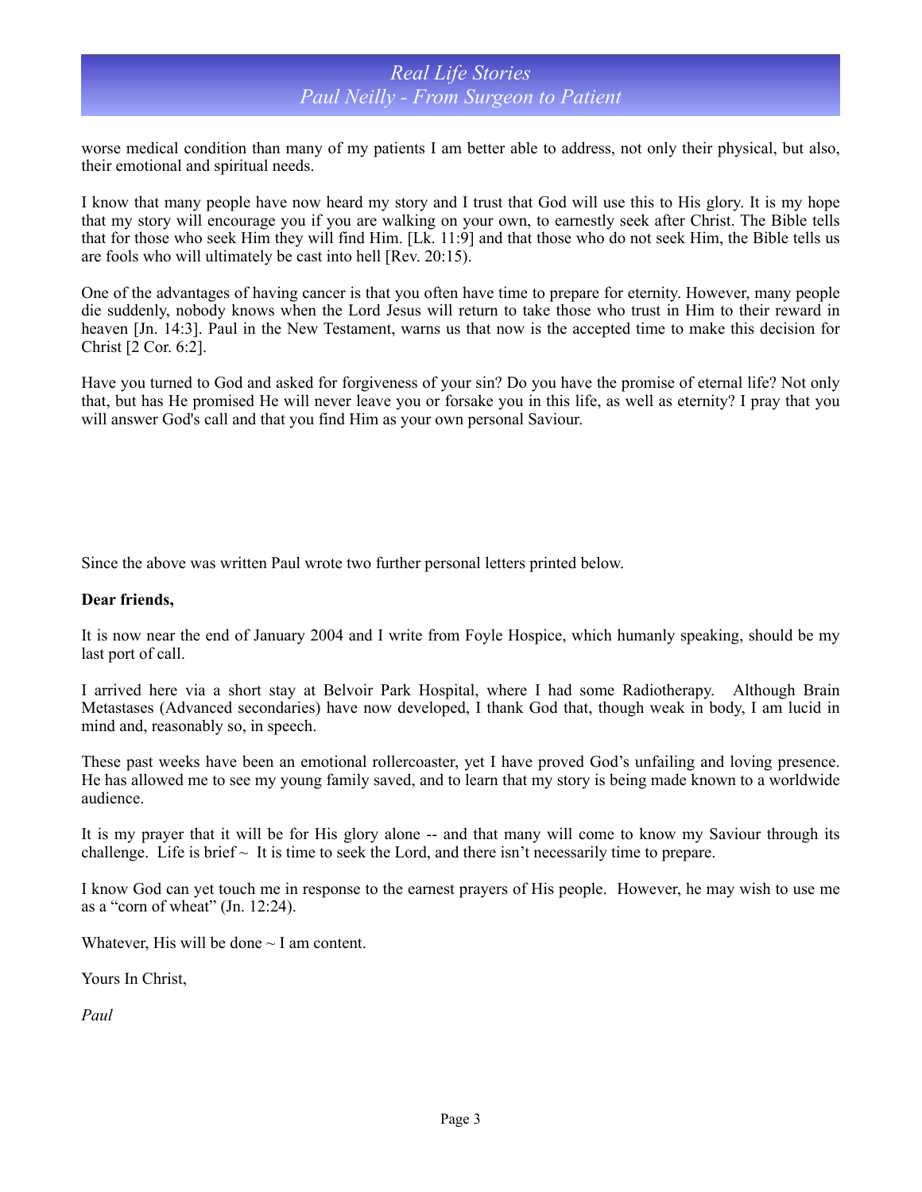worse medical condition than many of my patients I am better able to address, not only their physical, but also, their emotional and spiritual needs.

I know that many people have now heard my story and I trust that God will use this to His glory. It is my hope that my story will encourage you if you are walking on your own, to earnestly seek after Christ. The Bible tells that for those who seek Him they will find Him. [Lk. 11:9] and that those who do not seek Him, the Bible tells us are fools who will ultimately be cast into hell [Rev. 20:15).

One of the advantages of having cancer is that you often have time to prepare for eternity. However, many people die suddenly, nobody knows when the Lord Jesus will return to take those who trust in Him to their reward in heaven [Jn. 14:3]. Paul in the New Testament, warns us that now is the accepted time to make this decision for Christ [2 Cor. 6:2].

Have you turned to God and asked for forgiveness of your sin? Do you have the promise of eternal life? Not only that, but has He promised He will never leave you or forsake you in this life, as well as eternity? I pray that you will answer God's call and that you find Him as your own personal Saviour.

Since the above was written Paul wrote two further personal letters printed below.

**Dear friends,**

It is now near the end of January 2004 and I write from Foyle Hospice, which humanly speaking, should be my last port of call.

I arrived here via a short stay at Belvoir Park Hospital, where I had some Radiotherapy. Although Brain Metastases (Advanced secondaries) have now developed, I thank God that, though weak in body, I am lucid in mind and, reasonably so, in speech.

These past weeks have been an emotional rollercoaster, yet I have proved God's unfailing and loving presence. He has allowed me to see my young family saved, and to learn that my story is being made known to a worldwide audience.

It is my prayer that it will be for His glory alone -- and that many will come to know my Saviour through its challenge. Life is brief ~ It is time to seek the Lord, and there isn't necessarily time to prepare.

I know God can yet touch me in response to the earnest prayers of His people. However, he may wish to use me as a "corn of wheat" (Jn. 12:24).

Whatever, His will be done ~ I am content.

Yours In Christ,

*Paul*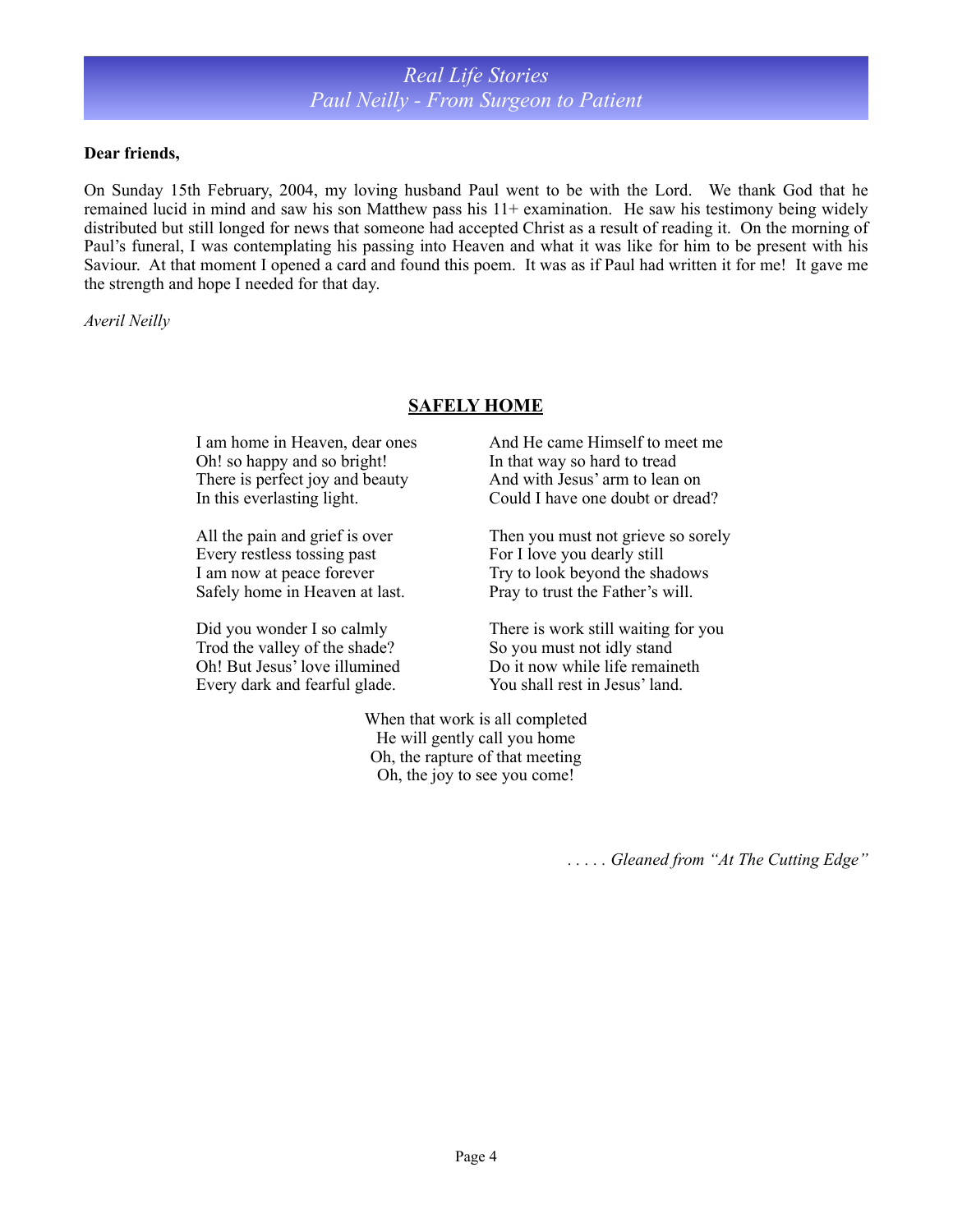## Real Life Stories
## Paul Neilly - From Surgeon to Patient

**Dear friends,**

On Sunday 15th February, 2004, my loving husband Paul went to be with the Lord. We thank God that he remained lucid in mind and saw his son Matthew pass his 11+ examination. He saw his testimony being widely distributed but still longed for news that someone had accepted Christ as a result of reading it. On the morning of Paul's funeral, I was contemplating his passing into Heaven and what it was like for him to be present with his Saviour. At that moment I opened a card and found this poem. It was as if Paul had written it for me! It gave me the strength and hope I needed for that day.

*Averil Neilly*

### SAFELY HOME

I am home in Heaven, dear ones
Oh! so happy and so bright!
There is perfect joy and beauty
In this everlasting light.

All the pain and grief is over
Every restless tossing past
I am now at peace forever
Safely home in Heaven at last.

Did you wonder I so calmly
Trod the valley of the shade?
Oh! But Jesus' love illumined
Every dark and fearful glade.

And He came Himself to meet me
In that way so hard to tread
And with Jesus' arm to lean on
Could I have one doubt or dread?

Then you must not grieve so sorely
For I love you dearly still
Try to look beyond the shadows
Pray to trust the Father's will.

There is work still waiting for you
So you must not idly stand
Do it now while life remaineth
You shall rest in Jesus' land.

When that work is all completed
He will gently call you home
Oh, the rapture of that meeting
Oh, the joy to see you come!

. . . . . *Gleaned from "At The Cutting Edge"*